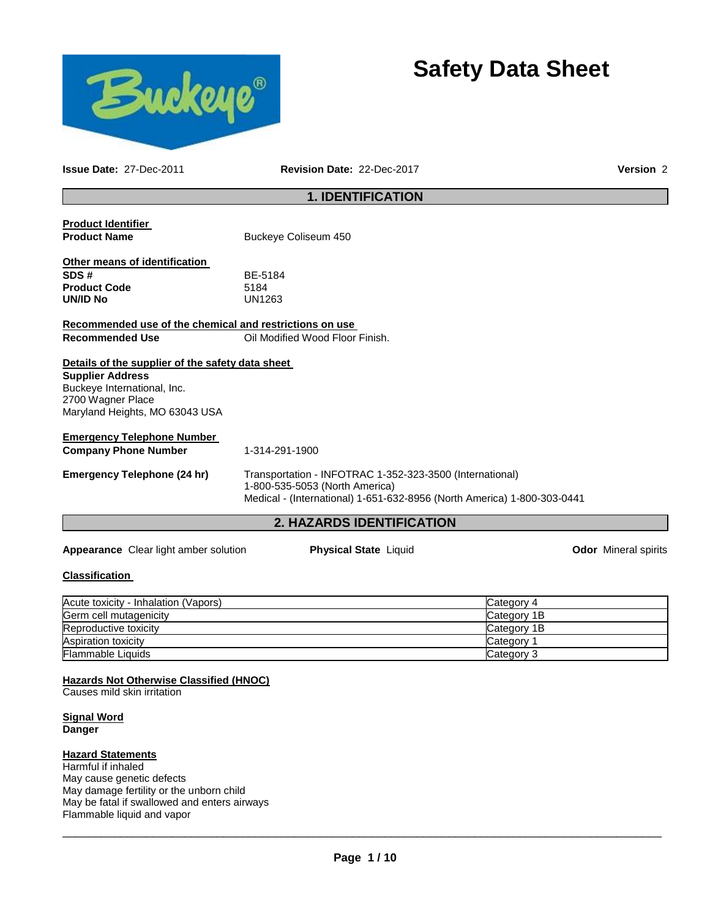# Safety Data Sheet

**Issue Date:** 27-Dec-2011 **Revision Date:** 22-Dec-2017 **Version** 2

## 1. IDENTIFICATION

**Product Identifier**

**Product Name** Buckeye Coliseum 450

**Other means of identification**

**SDS #** BE-5184
**Product Code** 5184
**UN/ID No** UN1263

**Recommended use of the chemical and restrictions on use**

**Recommended Use** Oil Modified Wood Floor Finish.

**Details of the supplier of the safety data sheet**

**Supplier Address**
Buckeye International, Inc.
2700 Wagner Place
Maryland Heights, MO 63043 USA

**Emergency Telephone Number**

**Company Phone Number** 1-314-291-1900

**Emergency Telephone (24 hr)** Transportation - INFOTRAC 1-352-323-3500 (International)
1-800-535-5053 (North America)
Medical - (International) 1-651-632-8956 (North America) 1-800-303-0441

## 2. HAZARDS IDENTIFICATION

**Appearance** Clear light amber solution **Physical State** Liquid **Odor** Mineral spirits

**Classification**

| | |
|---|---|
| Acute toxicity - Inhalation (Vapors) | Category 4 |
| Germ cell mutagenicity | Category 1B |
| Reproductive toxicity | Category 1B |
| Aspiration toxicity | Category 1 |
| Flammable Liquids | Category 3 |

**Hazards Not Otherwise Classified (HNOC)**
Causes mild skin irritation

**Signal Word**
**Danger**

**Hazard Statements**
Harmful if inhaled
May cause genetic defects
May damage fertility or the unborn child
May be fatal if swallowed and enters airways
Flammable liquid and vapor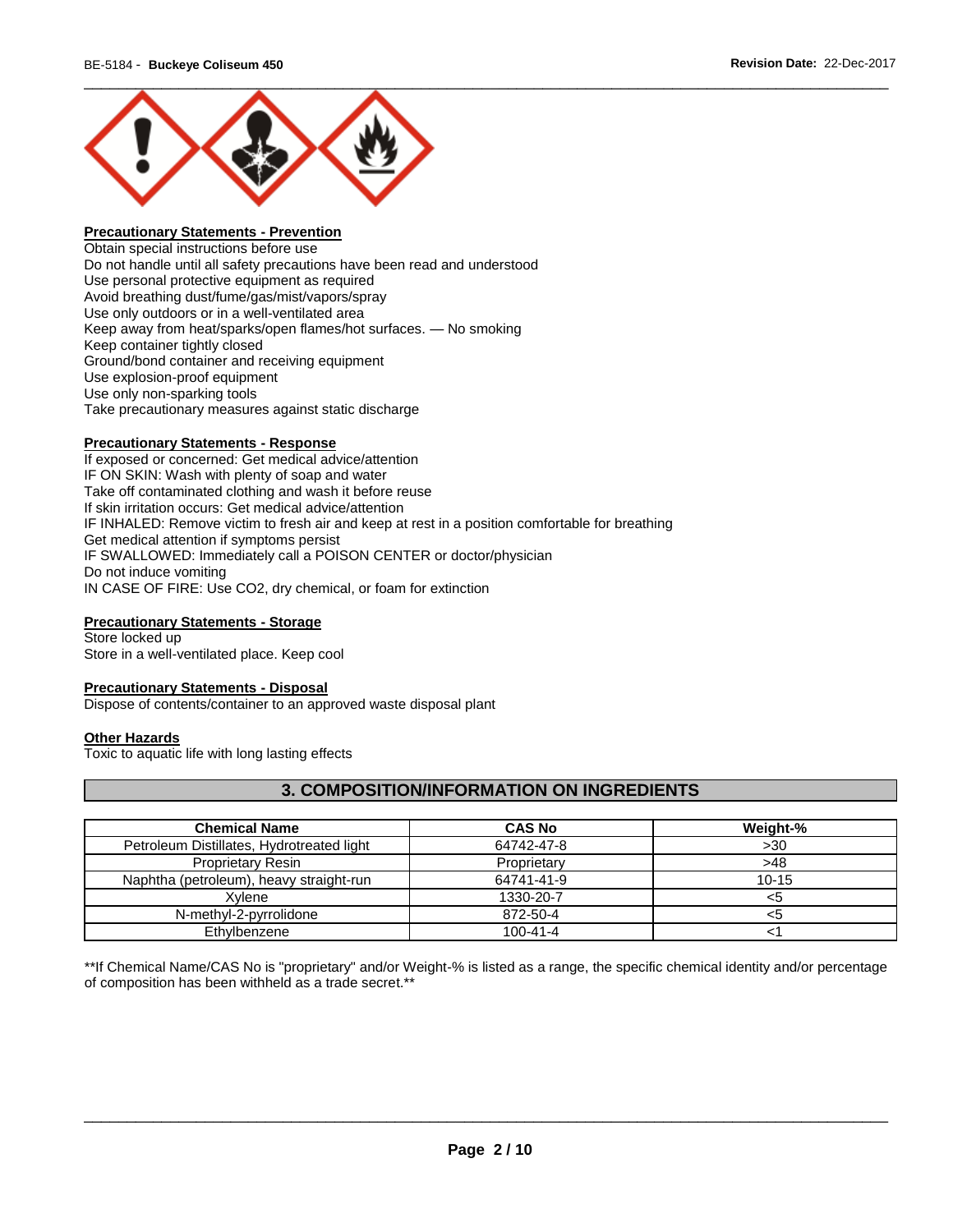### Precautionary Statements - Prevention

Obtain special instructions before use
Do not handle until all safety precautions have been read and understood
Use personal protective equipment as required
Avoid breathing dust/fume/gas/mist/vapors/spray
Use only outdoors or in a well-ventilated area
Keep away from heat/sparks/open flames/hot surfaces. — No smoking
Keep container tightly closed
Ground/bond container and receiving equipment
Use explosion-proof equipment
Use only non-sparking tools
Take precautionary measures against static discharge

### Precautionary Statements - Response

If exposed or concerned: Get medical advice/attention
IF ON SKIN: Wash with plenty of soap and water
Take off contaminated clothing and wash it before reuse
If skin irritation occurs: Get medical advice/attention
IF INHALED: Remove victim to fresh air and keep at rest in a position comfortable for breathing
Get medical attention if symptoms persist
IF SWALLOWED: Immediately call a POISON CENTER or doctor/physician
Do not induce vomiting
IN CASE OF FIRE: Use CO2, dry chemical, or foam for extinction

### Precautionary Statements - Storage

Store locked up
Store in a well-ventilated place. Keep cool

### Precautionary Statements - Disposal

Dispose of contents/container to an approved waste disposal plant

### Other Hazards

Toxic to aquatic life with long lasting effects

## 3. COMPOSITION/INFORMATION ON INGREDIENTS

| Chemical Name | CAS No | Weight-% |
|---|---|---|
| Petroleum Distillates, Hydrotreated light | 64742-47-8 | >30 |
| Proprietary Resin | Proprietary | >48 |
| Naphtha (petroleum), heavy straight-run | 64741-41-9 | 10-15 |
| Xylene | 1330-20-7 | <5 |
| N-methyl-2-pyrrolidone | 872-50-4 | <5 |
| Ethylbenzene | 100-41-4 | <1 |

**If Chemical Name/CAS No is "proprietary" and/or Weight-% is listed as a range, the specific chemical identity and/or percentage of composition has been withheld as a trade secret.**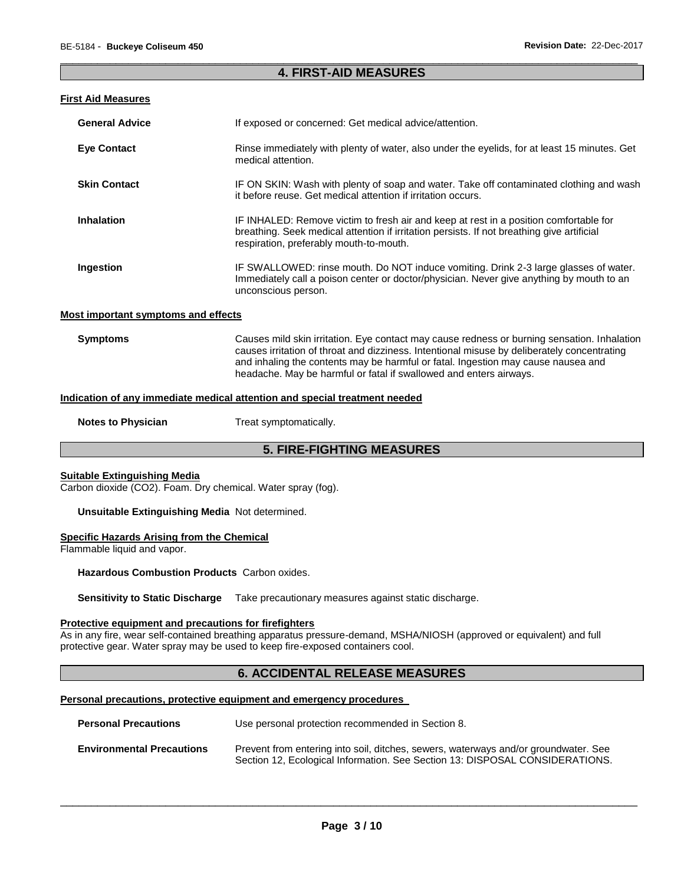## 4. FIRST-AID MEASURES

### First Aid Measures

**General Advice** If exposed or concerned: Get medical advice/attention.

**Eye Contact** Rinse immediately with plenty of water, also under the eyelids, for at least 15 minutes. Get medical attention.

**Skin Contact** IF ON SKIN: Wash with plenty of soap and water. Take off contaminated clothing and wash it before reuse. Get medical attention if irritation occurs.

**Inhalation** IF INHALED: Remove victim to fresh air and keep at rest in a position comfortable for breathing. Seek medical attention if irritation persists. If not breathing give artificial respiration, preferably mouth-to-mouth.

**Ingestion** IF SWALLOWED: rinse mouth. Do NOT induce vomiting. Drink 2-3 large glasses of water. Immediately call a poison center or doctor/physician. Never give anything by mouth to an unconscious person.

### Most important symptoms and effects

**Symptoms** Causes mild skin irritation. Eye contact may cause redness or burning sensation. Inhalation causes irritation of throat and dizziness. Intentional misuse by deliberately concentrating and inhaling the contents may be harmful or fatal. Ingestion may cause nausea and headache. May be harmful or fatal if swallowed and enters airways.

### Indication of any immediate medical attention and special treatment needed

**Notes to Physician** Treat symptomatically.

## 5. FIRE-FIGHTING MEASURES

### Suitable Extinguishing Media

Carbon dioxide ($CO_2$). Foam. Dry chemical. Water spray (fog).

**Unsuitable Extinguishing Media** Not determined.

### Specific Hazards Arising from the Chemical

Flammable liquid and vapor.

**Hazardous Combustion Products** Carbon oxides.

**Sensitivity to Static Discharge** Take precautionary measures against static discharge.

### Protective equipment and precautions for firefighters

As in any fire, wear self-contained breathing apparatus pressure-demand, MSHA/NIOSH (approved or equivalent) and full protective gear. Water spray may be used to keep fire-exposed containers cool.

## 6. ACCIDENTAL RELEASE MEASURES

### Personal precautions, protective equipment and emergency procedures

**Personal Precautions** Use personal protection recommended in Section 8.

**Environmental Precautions** Prevent from entering into soil, ditches, sewers, waterways and/or groundwater. See Section 12, Ecological Information. See Section 13: DISPOSAL CONSIDERATIONS.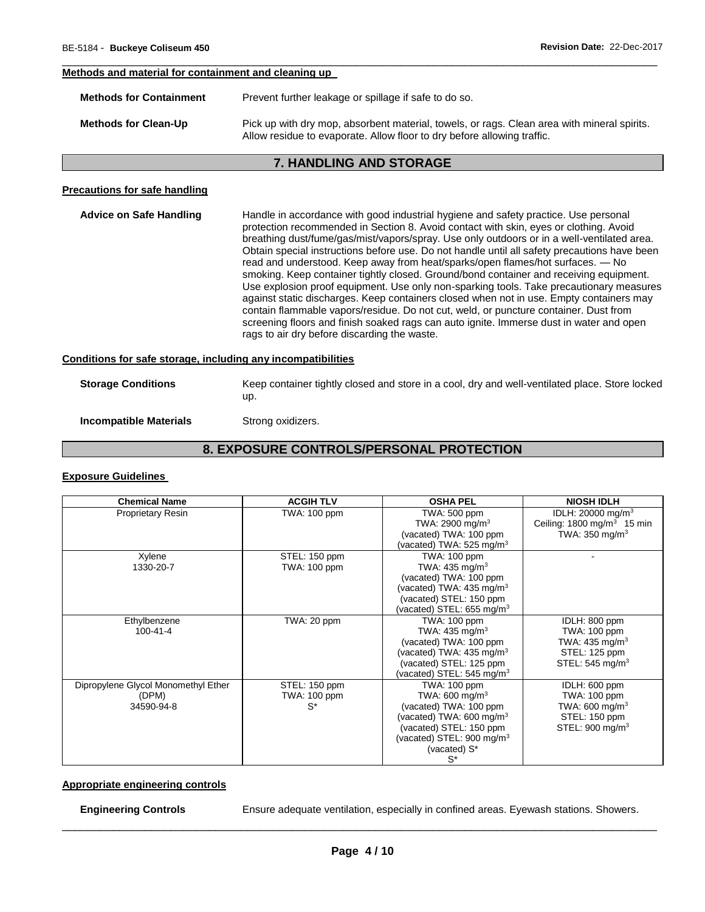#### Methods and material for containment and cleaning up

**Methods for Containment** Prevent further leakage or spillage if safe to do so.

**Methods for Clean-Up** Pick up with dry mop, absorbent material, towels, or rags. Clean area with mineral spirits. Allow residue to evaporate. Allow floor to dry before allowing traffic.

## 7. HANDLING AND STORAGE

#### Precautions for safe handling

**Advice on Safe Handling** Handle in accordance with good industrial hygiene and safety practice. Use personal protection recommended in Section 8. Avoid contact with skin, eyes or clothing. Avoid breathing dust/fume/gas/mist/vapors/spray. Use only outdoors or in a well-ventilated area. Obtain special instructions before use. Do not handle until all safety precautions have been read and understood. Keep away from heat/sparks/open flames/hot surfaces. — No smoking. Keep container tightly closed. Ground/bond container and receiving equipment. Use explosion proof equipment. Use only non-sparking tools. Take precautionary measures against static discharges. Keep containers closed when not in use. Empty containers may contain flammable vapors/residue. Do not cut, weld, or puncture container. Dust from screening floors and finish soaked rags can auto ignite. Immerse dust in water and open rags to air dry before discarding the waste.

#### Conditions for safe storage, including any incompatibilities

**Storage Conditions** Keep container tightly closed and store in a cool, dry and well-ventilated place. Store locked up.

**Incompatible Materials** Strong oxidizers.

## 8. EXPOSURE CONTROLS/PERSONAL PROTECTION

#### Exposure Guidelines

| Chemical Name | ACGIH TLV | OSHA PEL | NIOSH IDLH |
|---|---|---|---|
| Proprietary Resin | TWA: 100 ppm | TWA: 500 ppm<br>TWA: 2900 mg/m$^3$<br>(vacated) TWA: 100 ppm<br>(vacated) TWA: 525 mg/m$^3$ | IDLH: 20000 mg/m$^3$<br>Ceiling: 1800 mg/m$^3$ 15 min<br>TWA: 350 mg/m$^3$ |
| Xylene<br>1330-20-7 | STEL: 150 ppm<br>TWA: 100 ppm | TWA: 100 ppm<br>TWA: 435 mg/m$^3$<br>(vacated) TWA: 100 ppm<br>(vacated) TWA: 435 mg/m$^3$<br>(vacated) STEL: 150 ppm<br>(vacated) STEL: 655 mg/m$^3$ | - |
| Ethylbenzene<br>100-41-4 | TWA: 20 ppm | TWA: 100 ppm<br>TWA: 435 mg/m$^3$<br>(vacated) TWA: 100 ppm<br>(vacated) TWA: 435 mg/m$^3$<br>(vacated) STEL: 125 ppm<br>(vacated) STEL: 545 mg/m$^3$ | IDLH: 800 ppm<br>TWA: 100 ppm<br>TWA: 435 mg/m$^3$<br>STEL: 125 ppm<br>STEL: 545 mg/m$^3$ |
| Dipropylene Glycol Monomethyl Ether<br>(DPM)<br>34590-94-8 | STEL: 150 ppm<br>TWA: 100 ppm<br>S* | TWA: 100 ppm<br>TWA: 600 mg/m$^3$<br>(vacated) TWA: 100 ppm<br>(vacated) TWA: 600 mg/m$^3$<br>(vacated) STEL: 150 ppm<br>(vacated) STEL: 900 mg/m$^3$<br>(vacated) S*<br>S* | IDLH: 600 ppm<br>TWA: 100 ppm<br>TWA: 600 mg/m$^3$<br>STEL: 150 ppm<br>STEL: 900 mg/m$^3$ |

#### Appropriate engineering controls

**Engineering Controls** Ensure adequate ventilation, especially in confined areas. Eyewash stations. Showers.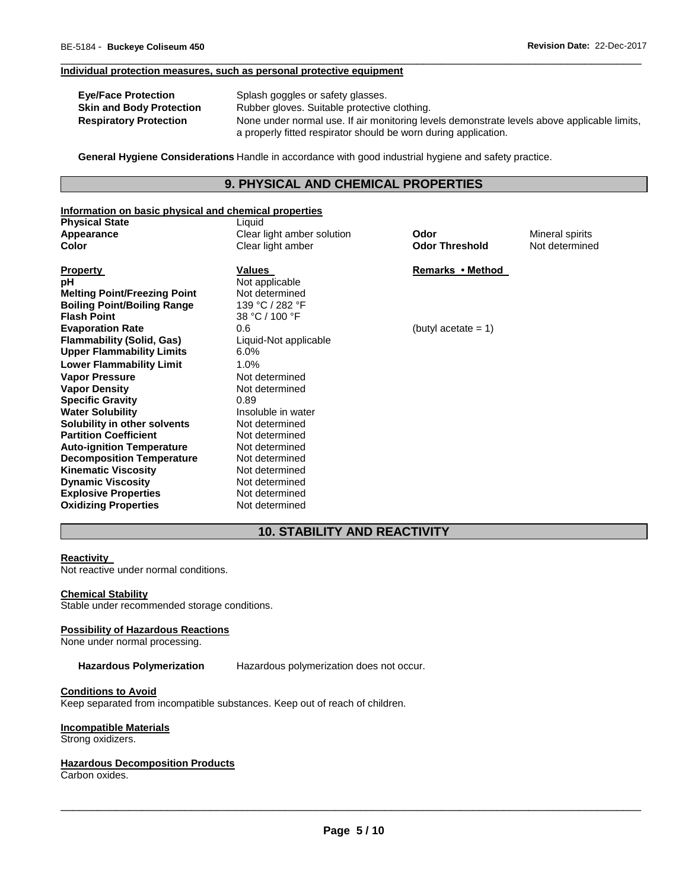**Individual protection measures, such as personal protective equipment**

| | |
|---|---|
| **Eye/Face Protection** | Splash goggles or safety glasses. |
| **Skin and Body Protection** | Rubber gloves. Suitable protective clothing. |
| **Respiratory Protection** | None under normal use. If air monitoring levels demonstrate levels above applicable limits, a properly fitted respirator should be worn during application. |

**General Hygiene Considerations** Handle in accordance with good industrial hygiene and safety practice.

## 9. PHYSICAL AND CHEMICAL PROPERTIES

**Information on basic physical and chemical properties**

| | | | |
|---|---|---|---|
| **Physical State** | Liquid | | |
| **Appearance** | Clear light amber solution | **Odor** | Mineral spirits |
| **Color** | Clear light amber | **Odor Threshold** | Not determined |

| **Property** | **Values** | **Remarks • Method** |
|---|---|---|
| **pH** | Not applicable | |
| **Melting Point/Freezing Point** | Not determined | |
| **Boiling Point/Boiling Range** | 139 °C / 282 °F | |
| **Flash Point** | 38 °C / 100 °F | |
| **Evaporation Rate** | 0.6 | (butyl acetate = 1) |
| **Flammability (Solid, Gas)** | Liquid-Not applicable | |
| **Upper Flammability Limits** | 6.0% | |
| **Lower Flammability Limit** | 1.0% | |
| **Vapor Pressure** | Not determined | |
| **Vapor Density** | Not determined | |
| **Specific Gravity** | 0.89 | |
| **Water Solubility** | Insoluble in water | |
| **Solubility in other solvents** | Not determined | |
| **Partition Coefficient** | Not determined | |
| **Auto-ignition Temperature** | Not determined | |
| **Decomposition Temperature** | Not determined | |
| **Kinematic Viscosity** | Not determined | |
| **Dynamic Viscosity** | Not determined | |
| **Explosive Properties** | Not determined | |
| **Oxidizing Properties** | Not determined | |

## 10. STABILITY AND REACTIVITY

**Reactivity**

Not reactive under normal conditions.

**Chemical Stability**

Stable under recommended storage conditions.

**Possibility of Hazardous Reactions**

None under normal processing.

**Hazardous Polymerization** Hazardous polymerization does not occur.

**Conditions to Avoid**

Keep separated from incompatible substances. Keep out of reach of children.

**Incompatible Materials**

Strong oxidizers.

**Hazardous Decomposition Products**

Carbon oxides.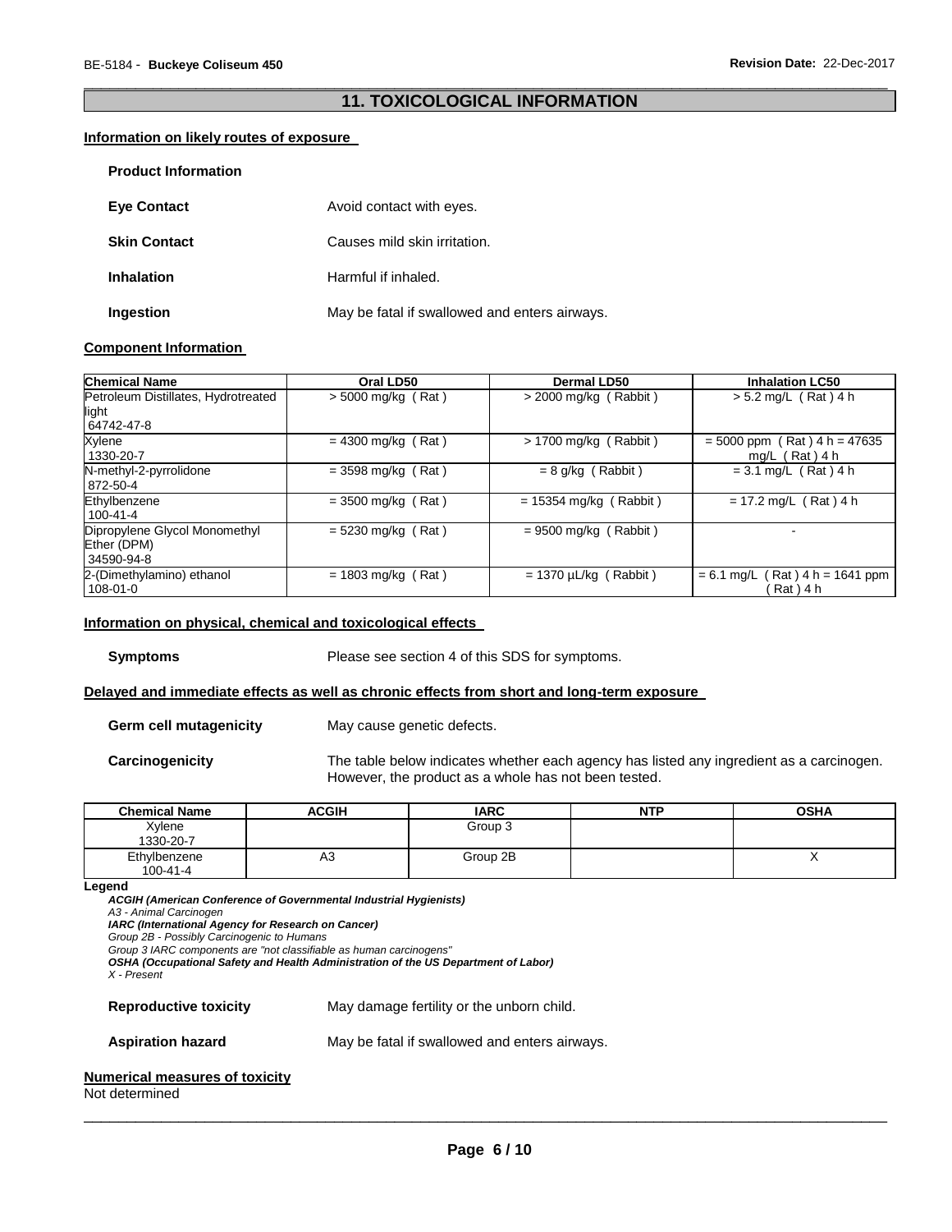## 11. TOXICOLOGICAL INFORMATION

### Information on likely routes of exposure

**Product Information**

**Eye Contact** Avoid contact with eyes.

**Skin Contact** Causes mild skin irritation.

**Inhalation** Harmful if inhaled.

**Ingestion** May be fatal if swallowed and enters airways.

### Component Information

| Chemical Name | Oral LD50 | Dermal LD50 | Inhalation LC50 |
|---|---|---|---|
| Petroleum Distillates, Hydrotreated light 64742-47-8 | > 5000 mg/kg ( Rat ) | > 2000 mg/kg ( Rabbit ) | > 5.2 mg/L ( Rat ) 4 h |
| Xylene 1330-20-7 | = 4300 mg/kg ( Rat ) | > 1700 mg/kg ( Rabbit ) | = 5000 ppm ( Rat ) 4 h = 47635 mg/L ( Rat ) 4 h |
| N-methyl-2-pyrrolidone 872-50-4 | = 3598 mg/kg ( Rat ) | = 8 g/kg ( Rabbit ) | = 3.1 mg/L ( Rat ) 4 h |
| Ethylbenzene 100-41-4 | = 3500 mg/kg ( Rat ) | = 15354 mg/kg ( Rabbit ) | = 17.2 mg/L ( Rat ) 4 h |
| Dipropylene Glycol Monomethyl Ether (DPM) 34590-94-8 | = 5230 mg/kg ( Rat ) | = 9500 mg/kg ( Rabbit ) | - |
| 2-(Dimethylamino) ethanol 108-01-0 | = 1803 mg/kg ( Rat ) | = 1370 µL/kg ( Rabbit ) | = 6.1 mg/L ( Rat ) 4 h = 1641 ppm ( Rat ) 4 h |

### Information on physical, chemical and toxicological effects

**Symptoms** Please see section 4 of this SDS for symptoms.

### Delayed and immediate effects as well as chronic effects from short and long-term exposure

**Germ cell mutagenicity** May cause genetic defects.

**Carcinogenicity** The table below indicates whether each agency has listed any ingredient as a carcinogen. However, the product as a whole has not been tested.

| Chemical Name | ACGIH | IARC | NTP | OSHA |
|---|---|---|---|---|
| Xylene 1330-20-7 | | Group 3 | | |
| Ethylbenzene 100-41-4 | A3 | Group 2B | | X |

**Legend**

***ACGIH (American Conference of Governmental Industrial Hygienists)***
*A3 - Animal Carcinogen*
***IARC (International Agency for Research on Cancer)***
*Group 2B - Possibly Carcinogenic to Humans*
*Group 3 IARC components are "not classifiable as human carcinogens"*
***OSHA (Occupational Safety and Health Administration of the US Department of Labor)***
*X - Present*

**Reproductive toxicity** May damage fertility or the unborn child.

**Aspiration hazard** May be fatal if swallowed and enters airways.

### Numerical measures of toxicity

Not determined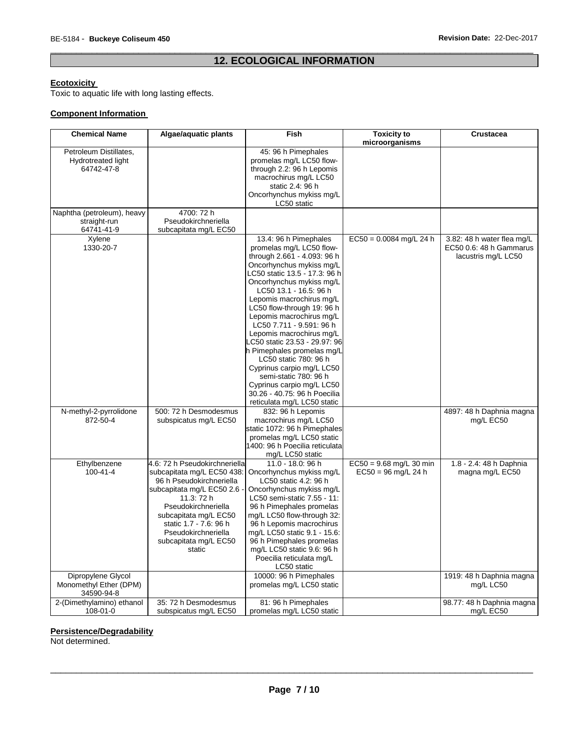## 12. ECOLOGICAL INFORMATION

**Ecotoxicity**

Toxic to aquatic life with long lasting effects.

**Component Information**

| Chemical Name | Algae/aquatic plants | Fish | Toxicity to microorganisms | Crustacea |
|---|---|---|---|---|
| Petroleum Distillates, Hydrotreated light 64742-47-8 | | 45: 96 h Pimephales promelas mg/L LC50 flow-through 2.2: 96 h Lepomis macrochirus mg/L LC50 static 2.4: 96 h Oncorhynchus mykiss mg/L LC50 static | | |
| Naphtha (petroleum), heavy straight-run 64741-41-9 | 4700: 72 h Pseudokirchneriella subcapitata mg/L EC50 | | | |
| Xylene 1330-20-7 | | 13.4: 96 h Pimephales promelas mg/L LC50 flow-through 2.661 - 4.093: 96 h Oncorhynchus mykiss mg/L LC50 static 13.5 - 17.3: 96 h Oncorhynchus mykiss mg/L LC50 13.1 - 16.5: 96 h Lepomis macrochirus mg/L LC50 flow-through 19: 96 h Lepomis macrochirus mg/L LC50 7.711 - 9.591: 96 h Lepomis macrochirus mg/L LC50 static 23.53 - 29.97: 96 h Pimephales promelas mg/L LC50 static 780: 96 h Cyprinus carpio mg/L LC50 semi-static 780: 96 h Cyprinus carpio mg/L LC50 30.26 - 40.75: 96 h Poecilia reticulata mg/L LC50 static | EC50 = 0.0084 mg/L 24 h | 3.82: 48 h water flea mg/L EC50 0.6: 48 h Gammarus lacustris mg/L LC50 |
| N-methyl-2-pyrrolidone 872-50-4 | 500: 72 h Desmodesmus subspicatus mg/L EC50 | 832: 96 h Lepomis macrochirus mg/L LC50 static 1072: 96 h Pimephales promelas mg/L LC50 static 1400: 96 h Poecilia reticulata mg/L LC50 static | | 4897: 48 h Daphnia magna mg/L EC50 |
| Ethylbenzene 100-41-4 | 4.6: 72 h Pseudokirchneriella subcapitata mg/L EC50 438: 96 h Pseudokirchneriella subcapitata mg/L EC50 2.6 - 11.3: 72 h Pseudokirchneriella subcapitata mg/L EC50 static 1.7 - 7.6: 96 h Pseudokirchneriella subcapitata mg/L EC50 static | 11.0 - 18.0: 96 h Oncorhynchus mykiss mg/L LC50 static 4.2: 96 h Oncorhynchus mykiss mg/L LC50 semi-static 7.55 - 11: 96 h Pimephales promelas mg/L LC50 flow-through 32: 96 h Lepomis macrochirus mg/L LC50 static 9.1 - 15.6: 96 h Pimephales promelas mg/L LC50 static 9.6: 96 h Poecilia reticulata mg/L LC50 static | EC50 = 9.68 mg/L 30 min EC50 = 96 mg/L 24 h | 1.8 - 2.4: 48 h Daphnia magna mg/L EC50 |
| Dipropylene Glycol Monomethyl Ether (DPM) 34590-94-8 | | 10000: 96 h Pimephales promelas mg/L LC50 static | | 1919: 48 h Daphnia magna mg/L LC50 |
| 2-(Dimethylamino) ethanol 108-01-0 | 35: 72 h Desmodesmus subspicatus mg/L EC50 | 81: 96 h Pimephales promelas mg/L LC50 static | | 98.77: 48 h Daphnia magna mg/L EC50 |

**Persistence/Degradability**

Not determined.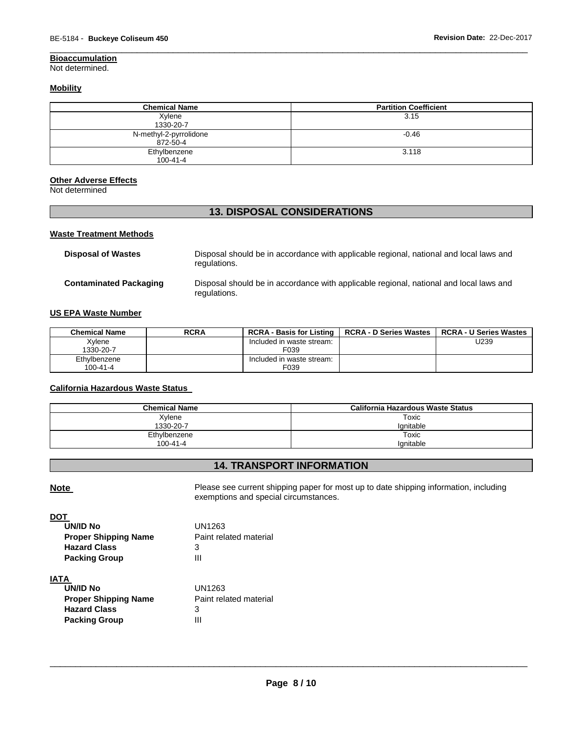#### Bioaccumulation

Not determined.

#### Mobility

| Chemical Name | Partition Coefficient |
|---|---|
| Xylene<br>1330-20-7 | 3.15 |
| N-methyl-2-pyrrolidone<br>872-50-4 | -0.46 |
| Ethylbenzene<br>100-41-4 | 3.118 |

#### Other Adverse Effects

Not determined

## 13. DISPOSAL CONSIDERATIONS

#### Waste Treatment Methods

**Disposal of Wastes** Disposal should be in accordance with applicable regional, national and local laws and regulations.

**Contaminated Packaging** Disposal should be in accordance with applicable regional, national and local laws and regulations.

#### US EPA Waste Number

| Chemical Name | RCRA | RCRA - Basis for Listing | RCRA - D Series Wastes | RCRA - U Series Wastes |
|---|---|---|---|---|
| Xylene<br>1330-20-7 | | Included in waste stream: F039 | | U239 |
| Ethylbenzene<br>100-41-4 | | Included in waste stream: F039 | | |

#### California Hazardous Waste Status

| Chemical Name | California Hazardous Waste Status |
|---|---|
| Xylene<br>1330-20-7 | Toxic<br>Ignitable |
| Ethylbenzene<br>100-41-4 | Toxic<br>Ignitable |

## 14. TRANSPORT INFORMATION

**Note** Please see current shipping paper for most up to date shipping information, including exemptions and special circumstances.

**DOT**

**UN/ID No** UN1263
**Proper Shipping Name** Paint related material
**Hazard Class** 3
**Packing Group** III

**IATA**

**UN/ID No** UN1263
**Proper Shipping Name** Paint related material
**Hazard Class** 3
**Packing Group** III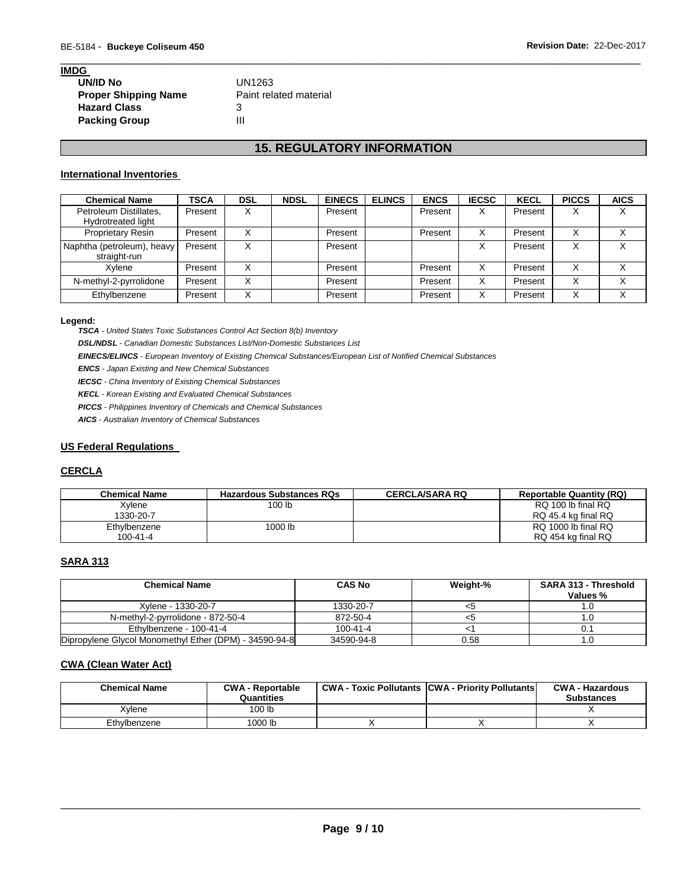**IMDG**

| | |
|---|---|
| **UN/ID No** | UN1263 |
| **Proper Shipping Name** | Paint related material |
| **Hazard Class** | 3 |
| **Packing Group** | III |

## 15. REGULATORY INFORMATION

### International Inventories

| Chemical Name | TSCA | DSL | NDSL | EINECS | ELINCS | ENCS | IECSC | KECL | PICCS | AICS |
|---|---|---|---|---|---|---|---|---|---|---|
| Petroleum Distillates, Hydrotreated light | Present | X | | Present | | Present | X | Present | X | X |
| Proprietary Resin | Present | X | | Present | | Present | X | Present | X | X |
| Naphtha (petroleum), heavy straight-run | Present | X | | Present | | | X | Present | X | X |
| Xylene | Present | X | | Present | | Present | X | Present | X | X |
| N-methyl-2-pyrrolidone | Present | X | | Present | | Present | X | Present | X | X |
| Ethylbenzene | Present | X | | Present | | Present | X | Present | X | X |

**Legend:**

***TSCA*** *- United States Toxic Substances Control Act Section 8(b) Inventory*

***DSL/NDSL*** *- Canadian Domestic Substances List/Non-Domestic Substances List*

***EINECS/ELINCS*** *- European Inventory of Existing Chemical Substances/European List of Notified Chemical Substances*

***ENCS*** *- Japan Existing and New Chemical Substances*

***IECSC*** *- China Inventory of Existing Chemical Substances*

***KECL*** *- Korean Existing and Evaluated Chemical Substances*

***PICCS*** *- Philippines Inventory of Chemicals and Chemical Substances*

***AICS*** *- Australian Inventory of Chemical Substances*

### US Federal Regulations

### CERCLA

| Chemical Name | Hazardous Substances RQs | CERCLA/SARA RQ | Reportable Quantity (RQ) |
|---|---|---|---|
| Xylene 1330-20-7 | 100 lb | | RQ 100 lb final RQ RQ 45.4 kg final RQ |
| Ethylbenzene 100-41-4 | 1000 lb | | RQ 1000 lb final RQ RQ 454 kg final RQ |

### SARA 313

| Chemical Name | CAS No | Weight-% | SARA 313 - Threshold Values % |
|---|---|---|---|
| Xylene - 1330-20-7 | 1330-20-7 | <5 | 1.0 |
| N-methyl-2-pyrrolidone - 872-50-4 | 872-50-4 | <5 | 1.0 |
| Ethylbenzene - 100-41-4 | 100-41-4 | <1 | 0.1 |
| Dipropylene Glycol Monomethyl Ether (DPM) - 34590-94-8 | 34590-94-8 | 0.58 | 1.0 |

### CWA (Clean Water Act)

| Chemical Name | CWA - Reportable Quantities | CWA - Toxic Pollutants | CWA - Priority Pollutants | CWA - Hazardous Substances |
|---|---|---|---|---|
| Xylene | 100 lb | | | X |
| Ethylbenzene | 1000 lb | X | X | X |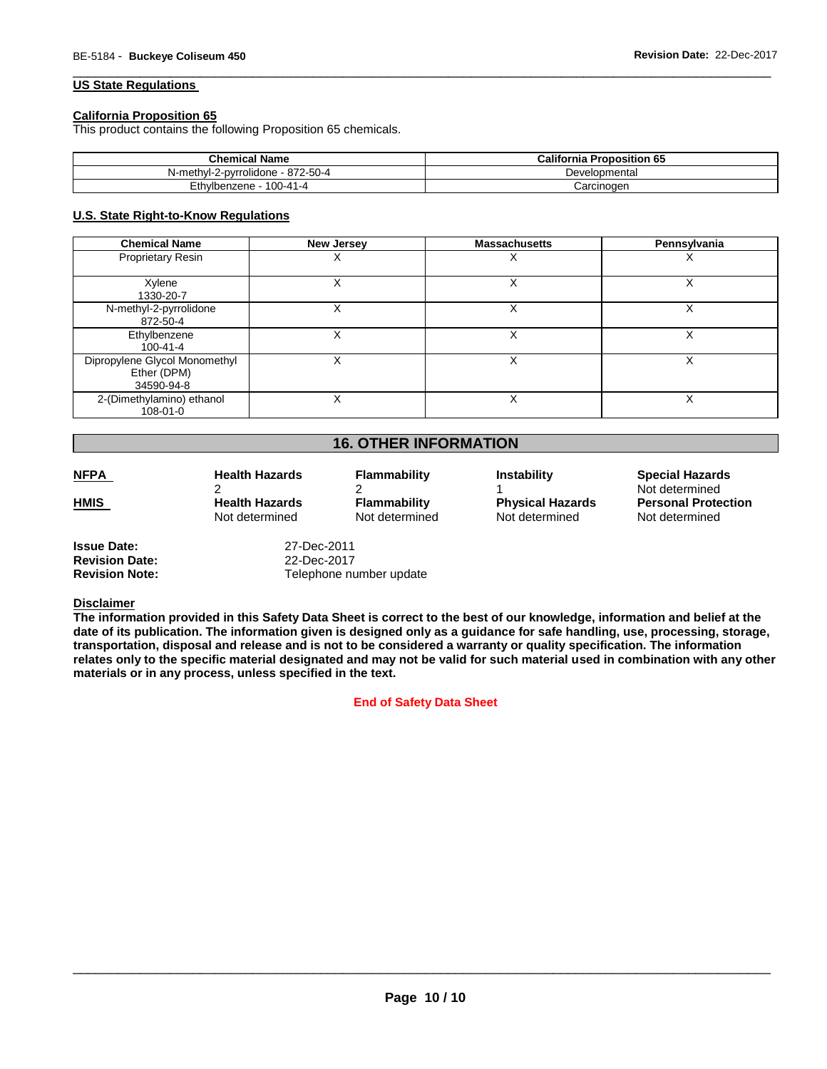### US State Regulations

#### California Proposition 65

This product contains the following Proposition 65 chemicals.

| Chemical Name | California Proposition 65 |
|---|---|
| N-methyl-2-pyrrolidone - 872-50-4 | Developmental |
| Ethylbenzene - 100-41-4 | Carcinogen |

#### U.S. State Right-to-Know Regulations

| Chemical Name | New Jersey | Massachusetts | Pennsylvania |
|---|---|---|---|
| Proprietary Resin | X | X | X |
| Xylene<br>1330-20-7 | X | X | X |
| N-methyl-2-pyrrolidone<br>872-50-4 | X | X | X |
| Ethylbenzene<br>100-41-4 | X | X | X |
| Dipropylene Glycol Monomethyl Ether (DPM)<br>34590-94-8 | X | X | X |
| 2-(Dimethylamino) ethanol<br>108-01-0 | X | X | X |

## 16. OTHER INFORMATION

| | | | | |
|---|---|---|---|---|
| **NFPA** | **Health Hazards**<br>2 | **Flammability**<br>2 | **Instability**<br>1 | **Special Hazards**<br>Not determined |
| **HMIS** | **Health Hazards**<br>Not determined | **Flammability**<br>Not determined | **Physical Hazards**<br>Not determined | **Personal Protection**<br>Not determined |

**Issue Date:** 27-Dec-2011
**Revision Date:** 22-Dec-2017
**Revision Note:** Telephone number update

#### Disclaimer

**The information provided in this Safety Data Sheet is correct to the best of our knowledge, information and belief at the date of its publication. The information given is designed only as a guidance for safe handling, use, processing, storage, transportation, disposal and release and is not to be considered a warranty or quality specification. The information relates only to the specific material designated and may not be valid for such material used in combination with any other materials or in any process, unless specified in the text.**

**End of Safety Data Sheet**